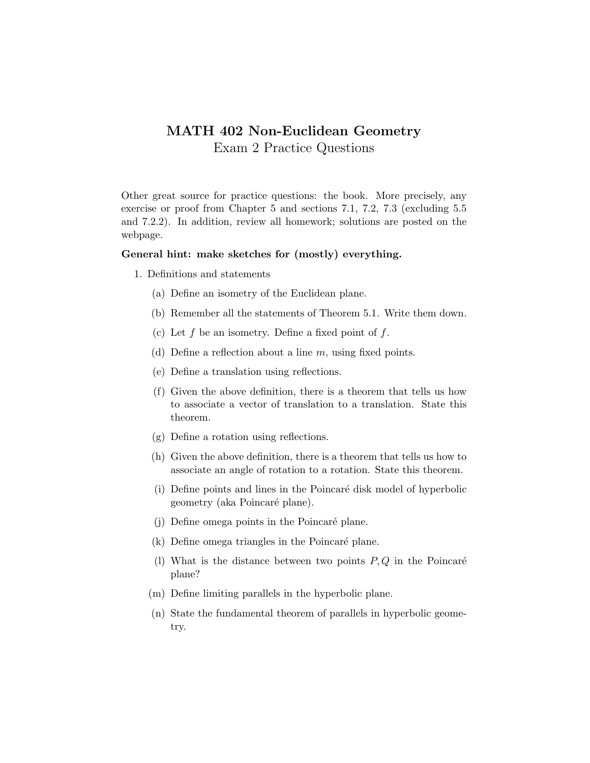# MATH 402 Non-Euclidean Geometry

## Exam 2 Practice Questions

Other great source for practice questions: the book. More precisely, any exercise or proof from Chapter 5 and sections 7.1, 7.2, 7.3 (excluding 5.5 and 7.2.2). In addition, review all homework; solutions are posted on the webpage.

**General hint: make sketches for (mostly) everything.**

1. Definitions and statements

   (a) Define an isometry of the Euclidean plane.

   (b) Remember all the statements of Theorem 5.1. Write them down.

   (c) Let $f$ be an isometry. Define a fixed point of $f$.

   (d) Define a reflection about a line $m$, using fixed points.

   (e) Define a translation using reflections.

   (f) Given the above definition, there is a theorem that tells us how to associate a vector of translation to a translation. State this theorem.

   (g) Define a rotation using reflections.

   (h) Given the above definition, there is a theorem that tells us how to associate an angle of rotation to a rotation. State this theorem.

   (i) Define points and lines in the Poincaré disk model of hyperbolic geometry (aka Poincaré plane).

   (j) Define omega points in the Poincaré plane.

   (k) Define omega triangles in the Poincaré plane.

   (l) What is the distance between two points $P, Q$ in the Poincaré plane?

   (m) Define limiting parallels in the hyperbolic plane.

   (n) State the fundamental theorem of parallels in hyperbolic geometry.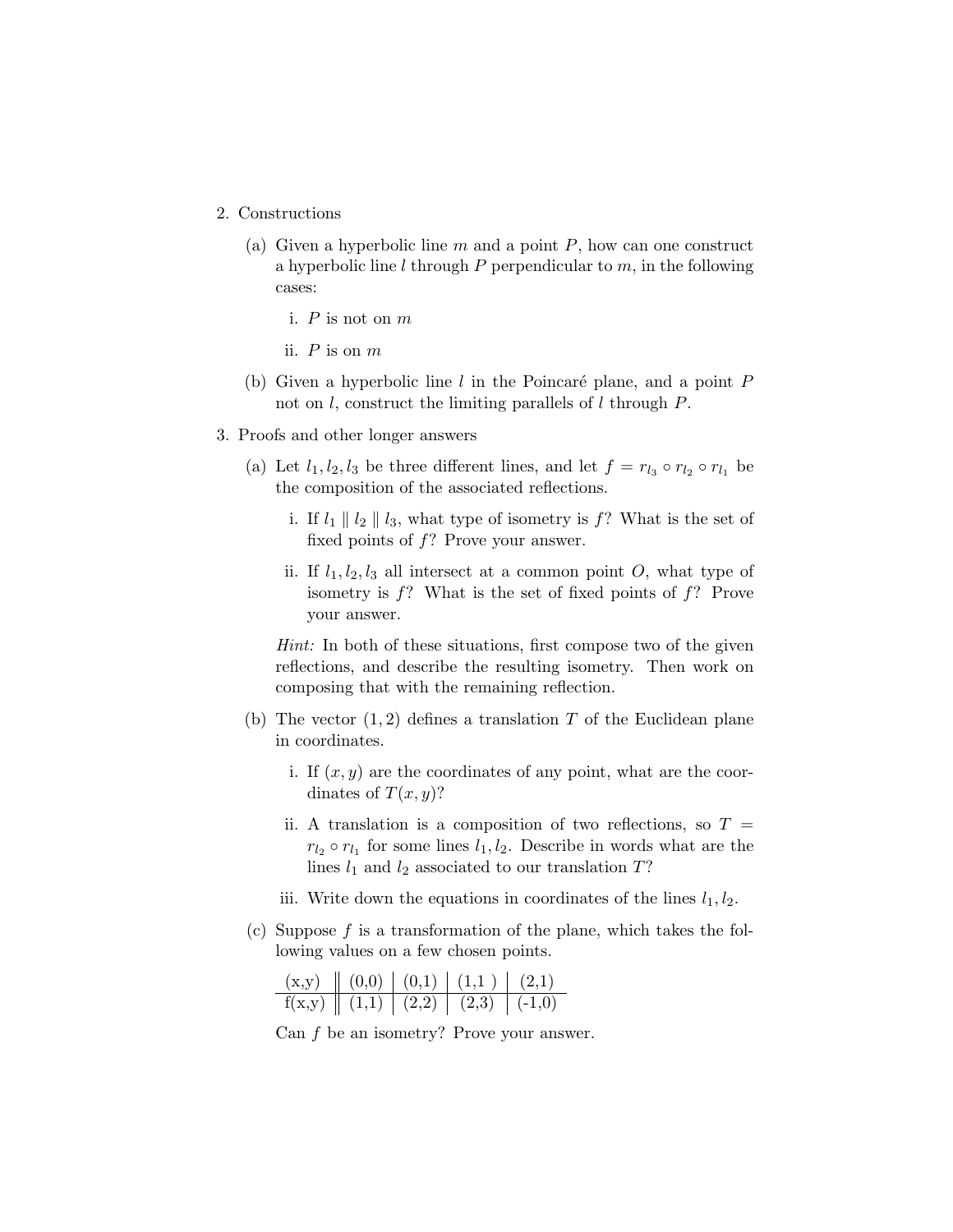2. Constructions

   (a) Given a hyperbolic line $m$ and a point $P$, how can one construct a hyperbolic line $l$ through $P$ perpendicular to $m$, in the following cases:

      i. $P$ is not on $m$

      ii. $P$ is on $m$

   (b) Given a hyperbolic line $l$ in the Poincaré plane, and a point $P$ not on $l$, construct the limiting parallels of $l$ through $P$.

3. Proofs and other longer answers

   (a) Let $l_1, l_2, l_3$ be three different lines, and let $f = r_{l_3} \circ r_{l_2} \circ r_{l_1}$ be the composition of the associated reflections.

      i. If $l_1 \parallel l_2 \parallel l_3$, what type of isometry is $f$? What is the set of fixed points of $f$? Prove your answer.

      ii. If $l_1, l_2, l_3$ all intersect at a common point $O$, what type of isometry is $f$? What is the set of fixed points of $f$? Prove your answer.

      *Hint:* In both of these situations, first compose two of the given reflections, and describe the resulting isometry. Then work on composing that with the remaining reflection.

   (b) The vector $(1, 2)$ defines a translation $T$ of the Euclidean plane in coordinates.

      i. If $(x, y)$ are the coordinates of any point, what are the coordinates of $T(x, y)$?

      ii. A translation is a composition of two reflections, so $T = r_{l_2} \circ r_{l_1}$ for some lines $l_1, l_2$. Describe in words what are the lines $l_1$ and $l_2$ associated to our translation $T$?

      iii. Write down the equations in coordinates of the lines $l_1, l_2$.

   (c) Suppose $f$ is a transformation of the plane, which takes the following values on a few chosen points.

| (x,y) | (0,0) | (0,1) | (1,1 ) | (2,1) |
|---|---|---|---|---|
| f(x,y) | (1,1) | (2,2) | (2,3) | (-1,0) |

   Can $f$ be an isometry? Prove your answer.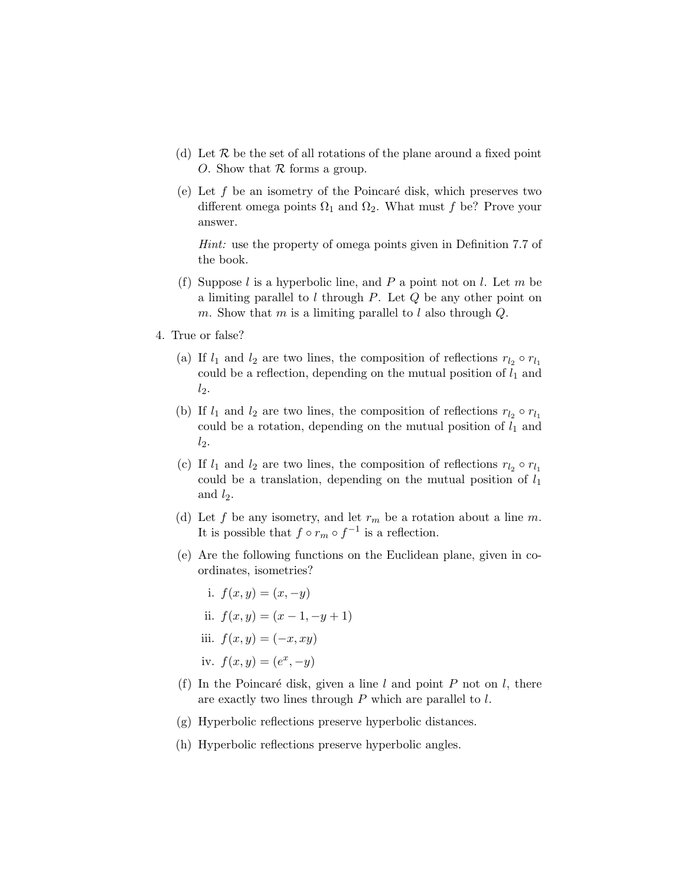(d) Let $\mathcal{R}$ be the set of all rotations of the plane around a fixed point $O$. Show that $\mathcal{R}$ forms a group.

(e) Let $f$ be an isometry of the Poincaré disk, which preserves two different omega points $\Omega_1$ and $\Omega_2$. What must $f$ be? Prove your answer.

*Hint:* use the property of omega points given in Definition 7.7 of the book.

(f) Suppose $l$ is a hyperbolic line, and $P$ a point not on $l$. Let $m$ be a limiting parallel to $l$ through $P$. Let $Q$ be any other point on $m$. Show that $m$ is a limiting parallel to $l$ also through $Q$.

4. True or false?

(a) If $l_1$ and $l_2$ are two lines, the composition of reflections $r_{l_2} \circ r_{l_1}$ could be a reflection, depending on the mutual position of $l_1$ and $l_2$.

(b) If $l_1$ and $l_2$ are two lines, the composition of reflections $r_{l_2} \circ r_{l_1}$ could be a rotation, depending on the mutual position of $l_1$ and $l_2$.

(c) If $l_1$ and $l_2$ are two lines, the composition of reflections $r_{l_2} \circ r_{l_1}$ could be a translation, depending on the mutual position of $l_1$ and $l_2$.

(d) Let $f$ be any isometry, and let $r_m$ be a rotation about a line $m$. It is possible that $f \circ r_m \circ f^{-1}$ is a reflection.

(e) Are the following functions on the Euclidean plane, given in coordinates, isometries?

i. $f(x, y) = (x, -y)$

ii. $f(x, y) = (x - 1, -y + 1)$

iii. $f(x, y) = (-x, xy)$

iv. $f(x, y) = (e^x, -y)$

(f) In the Poincaré disk, given a line $l$ and point $P$ not on $l$, there are exactly two lines through $P$ which are parallel to $l$.

(g) Hyperbolic reflections preserve hyperbolic distances.

(h) Hyperbolic reflections preserve hyperbolic angles.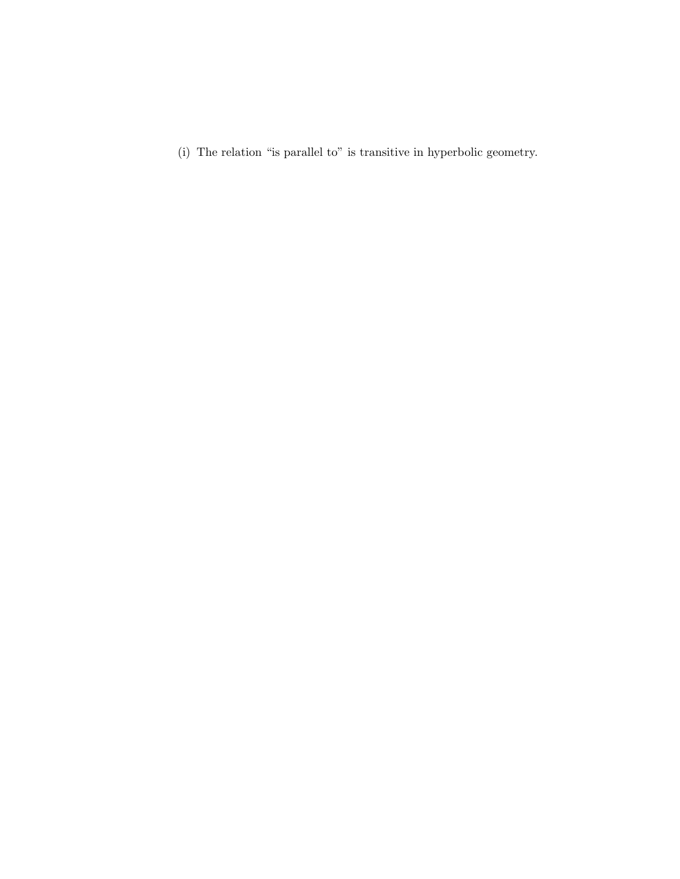(i) The relation “is parallel to” is transitive in hyperbolic geometry.